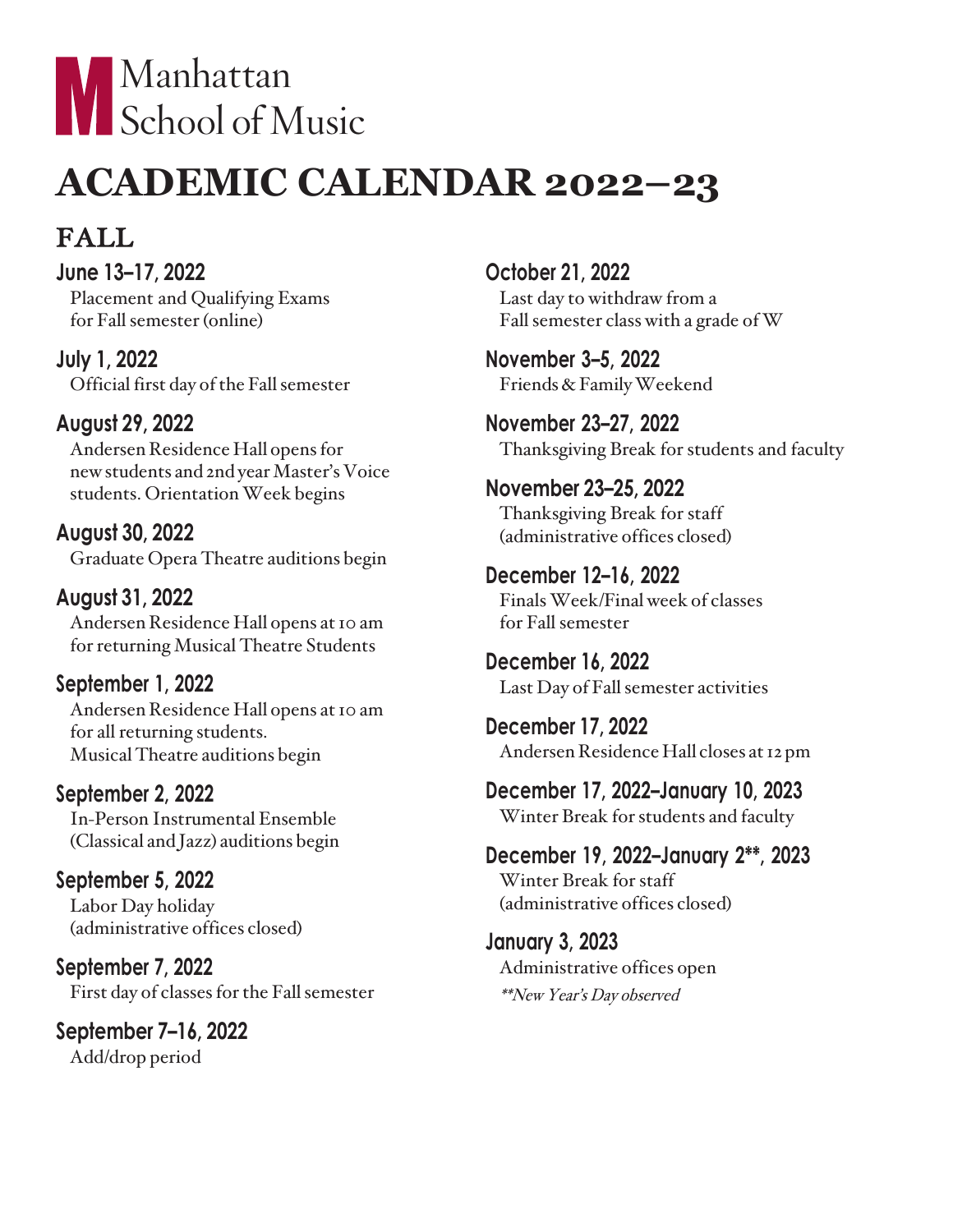Manhattan School of Music

# ACADEMIC CALENDAR 2022–23

## FALL

**June 13–17, 2022**
Placement and Qualifying Exams for Fall semester (online)

**July 1, 2022**
Official first day of the Fall semester

**August 29, 2022**
Andersen Residence Hall opens for new students and 2nd year Master's Voice students. Orientation Week begins

**August 30, 2022**
Graduate Opera Theatre auditions begin

**August 31, 2022**
Andersen Residence Hall opens at 10 am for returning Musical Theatre Students

**September 1, 2022**
Andersen Residence Hall opens at 10 am for all returning students.
Musical Theatre auditions begin

**September 2, 2022**
In-Person Instrumental Ensemble (Classical and Jazz) auditions begin

**September 5, 2022**
Labor Day holiday (administrative offices closed)

**September 7, 2022**
First day of classes for the Fall semester

**September 7–16, 2022**
Add/drop period

**October 21, 2022**
Last day to withdraw from a Fall semester class with a grade of W

**November 3–5, 2022**
Friends & Family Weekend

**November 23–27, 2022**
Thanksgiving Break for students and faculty

**November 23–25, 2022**
Thanksgiving Break for staff (administrative offices closed)

**December 12–16, 2022**
Finals Week/Final week of classes for Fall semester

**December 16, 2022**
Last Day of Fall semester activities

**December 17, 2022**
Andersen Residence Hall closes at 12 pm

**December 17, 2022–January 10, 2023**
Winter Break for students and faculty

**December 19, 2022–January 2**, 2023**
Winter Break for staff (administrative offices closed)

**January 3, 2023**
Administrative offices open

*\*\*New Year's Day observed*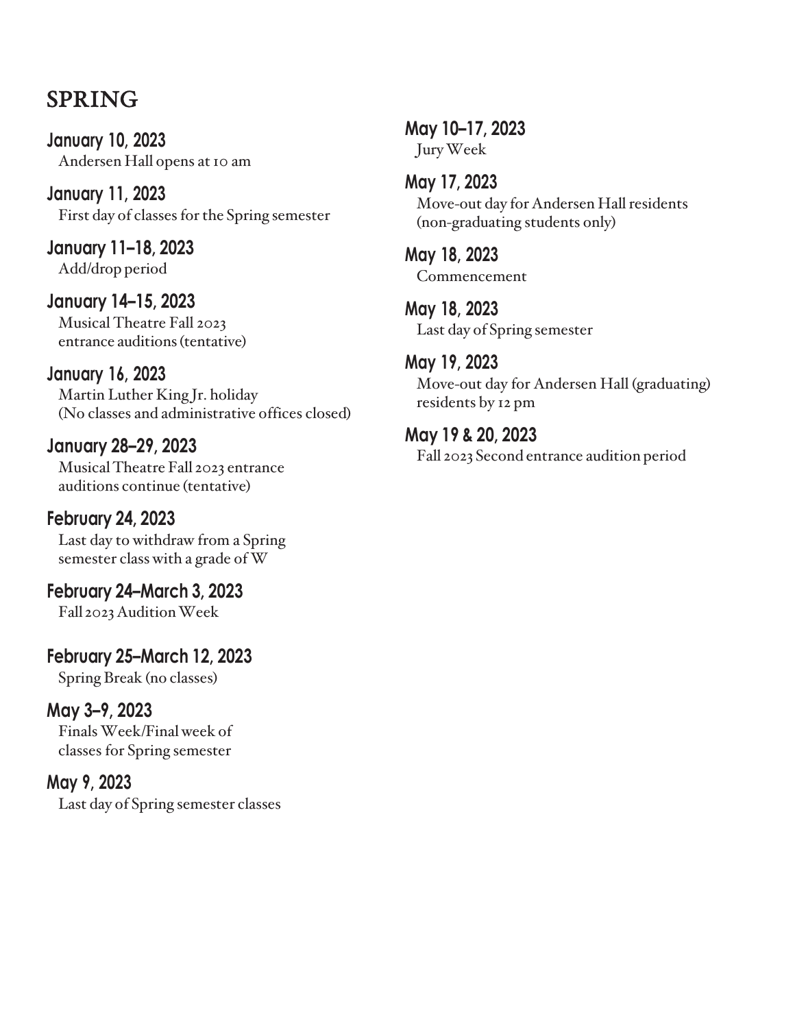## SPRING

**January 10, 2023**
Andersen Hall opens at 10 am

**January 11, 2023**
First day of classes for the Spring semester

**January 11–18, 2023**
Add/drop period

**January 14–15, 2023**
Musical Theatre Fall 2023 entrance auditions (tentative)

**January 16, 2023**
Martin Luther King Jr. holiday (No classes and administrative offices closed)

**January 28–29, 2023**
Musical Theatre Fall 2023 entrance auditions continue (tentative)

**February 24, 2023**
Last day to withdraw from a Spring semester class with a grade of W

**February 24–March 3, 2023**
Fall 2023 Audition Week

**February 25–March 12, 2023**
Spring Break (no classes)

**May 3–9, 2023**
Finals Week/Final week of classes for Spring semester

**May 9, 2023**
Last day of Spring semester classes

**May 10–17, 2023**
Jury Week

**May 17, 2023**
Move-out day for Andersen Hall residents (non-graduating students only)

**May 18, 2023**
Commencement

**May 18, 2023**
Last day of Spring semester

**May 19, 2023**
Move-out day for Andersen Hall (graduating) residents by 12 pm

**May 19 & 20, 2023**
Fall 2023 Second entrance audition period